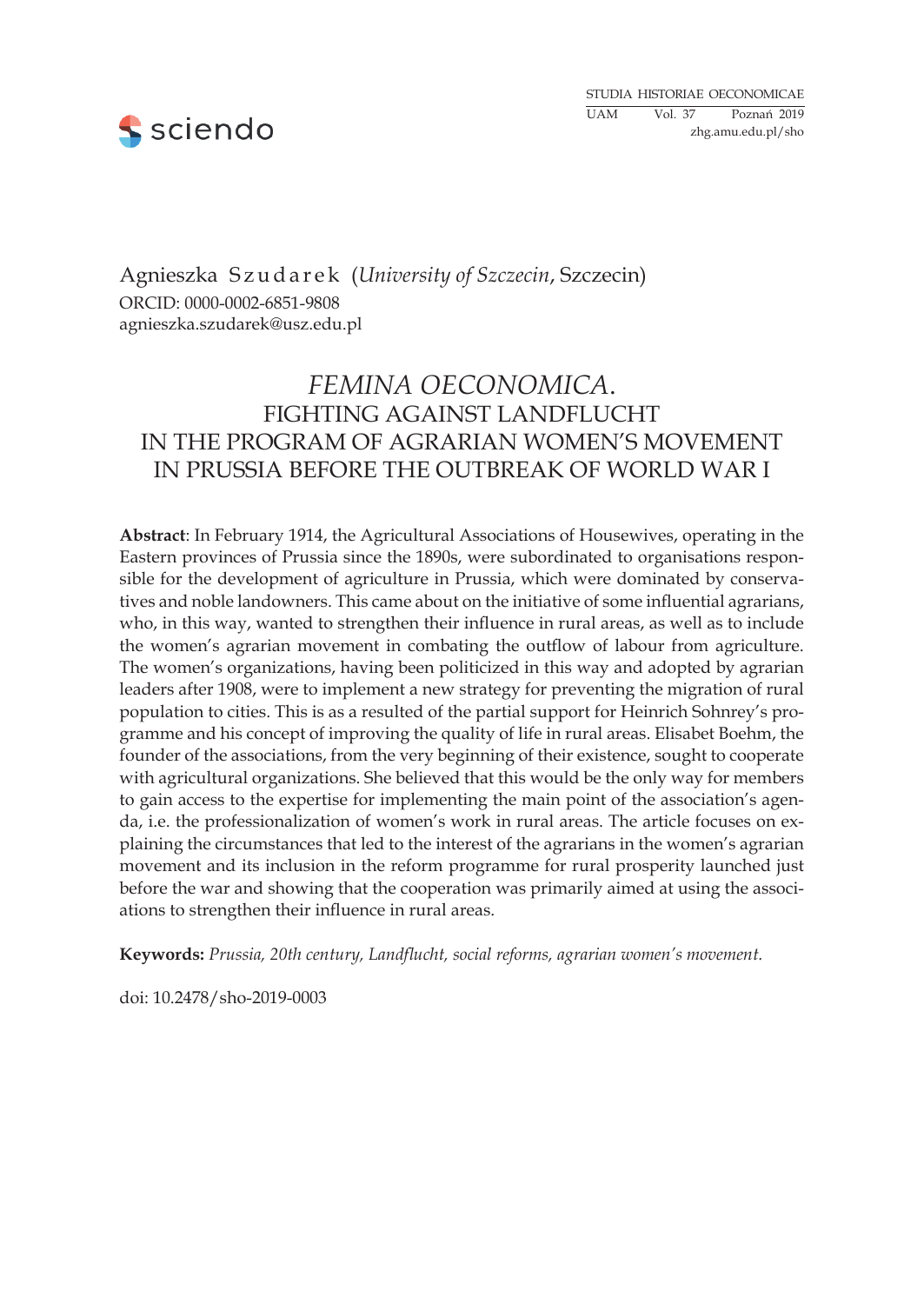Agnieszka Szudarek (*University of Szczecin*, Szczecin)
ORCID: 0000-0002-6851-9808
agnieszka.szudarek@usz.edu.pl

# *FEMINA OECONOMICA*. FIGHTING AGAINST LANDFLUCHT IN THE PROGRAM OF AGRARIAN WOMEN'S MOVEMENT IN PRUSSIA BEFORE THE OUTBREAK OF WORLD WAR I

**Abstract**: In February 1914, the Agricultural Associations of Housewives, operating in the Eastern provinces of Prussia since the 1890s, were subordinated to organisations responsible for the development of agriculture in Prussia, which were dominated by conservatives and noble landowners. This came about on the initiative of some influential agrarians, who, in this way, wanted to strengthen their influence in rural areas, as well as to include the women's agrarian movement in combating the outflow of labour from agriculture. The women's organizations, having been politicized in this way and adopted by agrarian leaders after 1908, were to implement a new strategy for preventing the migration of rural population to cities. This is as a resulted of the partial support for Heinrich Sohnrey's programme and his concept of improving the quality of life in rural areas. Elisabet Boehm, the founder of the associations, from the very beginning of their existence, sought to cooperate with agricultural organizations. She believed that this would be the only way for members to gain access to the expertise for implementing the main point of the association's agenda, i.e. the professionalization of women's work in rural areas. The article focuses on explaining the circumstances that led to the interest of the agrarians in the women's agrarian movement and its inclusion in the reform programme for rural prosperity launched just before the war and showing that the cooperation was primarily aimed at using the associations to strengthen their influence in rural areas.

**Keywords:** *Prussia, 20th century, Landflucht, social reforms, agrarian women's movement.*

doi: 10.2478/sho-2019-0003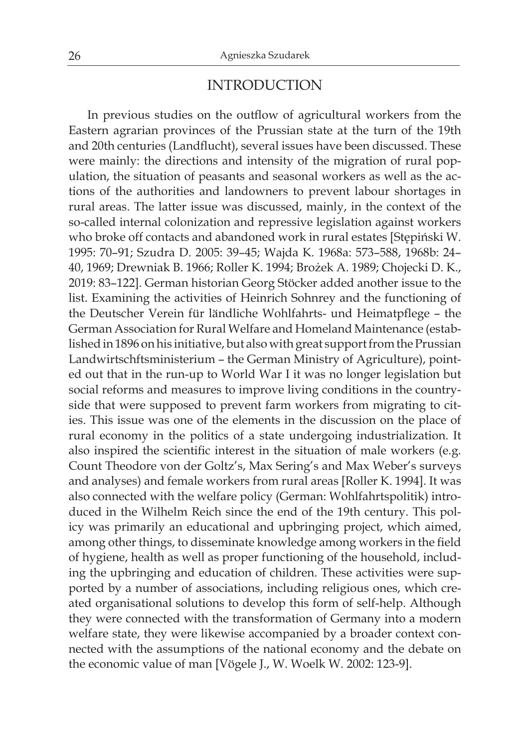## INTRODUCTION

In previous studies on the outflow of agricultural workers from the Eastern agrarian provinces of the Prussian state at the turn of the 19th and 20th centuries (Landflucht), several issues have been discussed. These were mainly: the directions and intensity of the migration of rural population, the situation of peasants and seasonal workers as well as the actions of the authorities and landowners to prevent labour shortages in rural areas. The latter issue was discussed, mainly, in the context of the so-called internal colonization and repressive legislation against workers who broke off contacts and abandoned work in rural estates [Stępiński W. 1995: 70–91; Szudra D. 2005: 39–45; Wajda K. 1968a: 573–588, 1968b: 24–40, 1969; Drewniak B. 1966; Roller K. 1994; Brożek A. 1989; Chojecki D. K., 2019: 83–122]. German historian Georg Stöcker added another issue to the list. Examining the activities of Heinrich Sohnrey and the functioning of the Deutscher Verein für ländliche Wohlfahrts- und Heimatpflege – the German Association for Rural Welfare and Homeland Maintenance (established in 1896 on his initiative, but also with great support from the Prussian Landwirtschftsministerium – the German Ministry of Agriculture), pointed out that in the run-up to World War I it was no longer legislation but social reforms and measures to improve living conditions in the countryside that were supposed to prevent farm workers from migrating to cities. This issue was one of the elements in the discussion on the place of rural economy in the politics of a state undergoing industrialization. It also inspired the scientific interest in the situation of male workers (e.g. Count Theodore von der Goltz's, Max Sering's and Max Weber's surveys and analyses) and female workers from rural areas [Roller K. 1994]. It was also connected with the welfare policy (German: Wohlfahrtspolitik) introduced in the Wilhelm Reich since the end of the 19th century. This policy was primarily an educational and upbringing project, which aimed, among other things, to disseminate knowledge among workers in the field of hygiene, health as well as proper functioning of the household, including the upbringing and education of children. These activities were supported by a number of associations, including religious ones, which created organisational solutions to develop this form of self-help. Although they were connected with the transformation of Germany into a modern welfare state, they were likewise accompanied by a broader context connected with the assumptions of the national economy and the debate on the economic value of man [Vögele J., W. Woelk W. 2002: 123-9].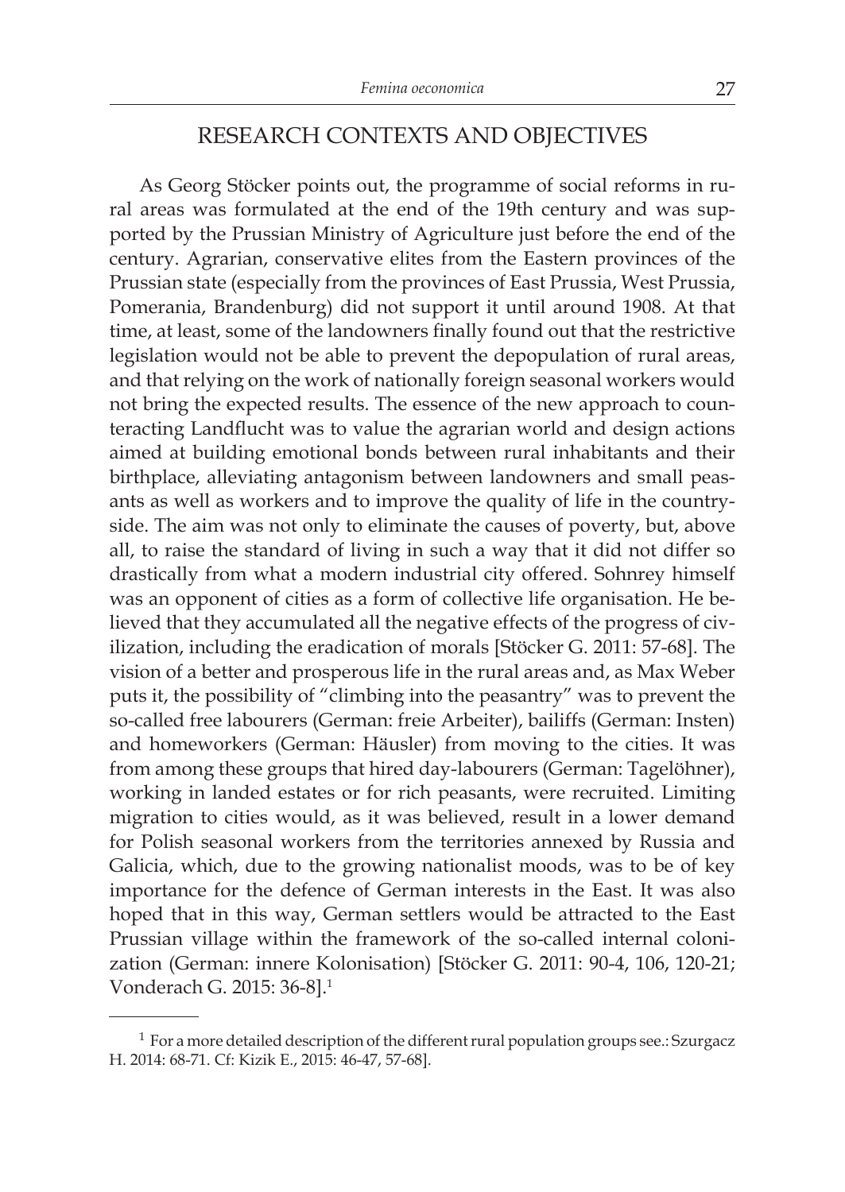## RESEARCH CONTEXTS AND OBJECTIVES

As Georg Stöcker points out, the programme of social reforms in rural areas was formulated at the end of the 19th century and was supported by the Prussian Ministry of Agriculture just before the end of the century. Agrarian, conservative elites from the Eastern provinces of the Prussian state (especially from the provinces of East Prussia, West Prussia, Pomerania, Brandenburg) did not support it until around 1908. At that time, at least, some of the landowners finally found out that the restrictive legislation would not be able to prevent the depopulation of rural areas, and that relying on the work of nationally foreign seasonal workers would not bring the expected results. The essence of the new approach to counteracting Landflucht was to value the agrarian world and design actions aimed at building emotional bonds between rural inhabitants and their birthplace, alleviating antagonism between landowners and small peasants as well as workers and to improve the quality of life in the countryside. The aim was not only to eliminate the causes of poverty, but, above all, to raise the standard of living in such a way that it did not differ so drastically from what a modern industrial city offered. Sohnrey himself was an opponent of cities as a form of collective life organisation. He believed that they accumulated all the negative effects of the progress of civilization, including the eradication of morals [Stöcker G. 2011: 57-68]. The vision of a better and prosperous life in the rural areas and, as Max Weber puts it, the possibility of "climbing into the peasantry" was to prevent the so-called free labourers (German: freie Arbeiter), bailiffs (German: Insten) and homeworkers (German: Häusler) from moving to the cities. It was from among these groups that hired day-labourers (German: Tagelöhner), working in landed estates or for rich peasants, were recruited. Limiting migration to cities would, as it was believed, result in a lower demand for Polish seasonal workers from the territories annexed by Russia and Galicia, which, due to the growing nationalist moods, was to be of key importance for the defence of German interests in the East. It was also hoped that in this way, German settlers would be attracted to the East Prussian village within the framework of the so-called internal colonization (German: innere Kolonisation) [Stöcker G. 2011: 90-4, 106, 120-21; Vonderach G. 2015: 36-8].[1]

[1] For a more detailed description of the different rural population groups see.: Szurgacz H. 2014: 68-71. Cf: Kizik E., 2015: 46-47, 57-68].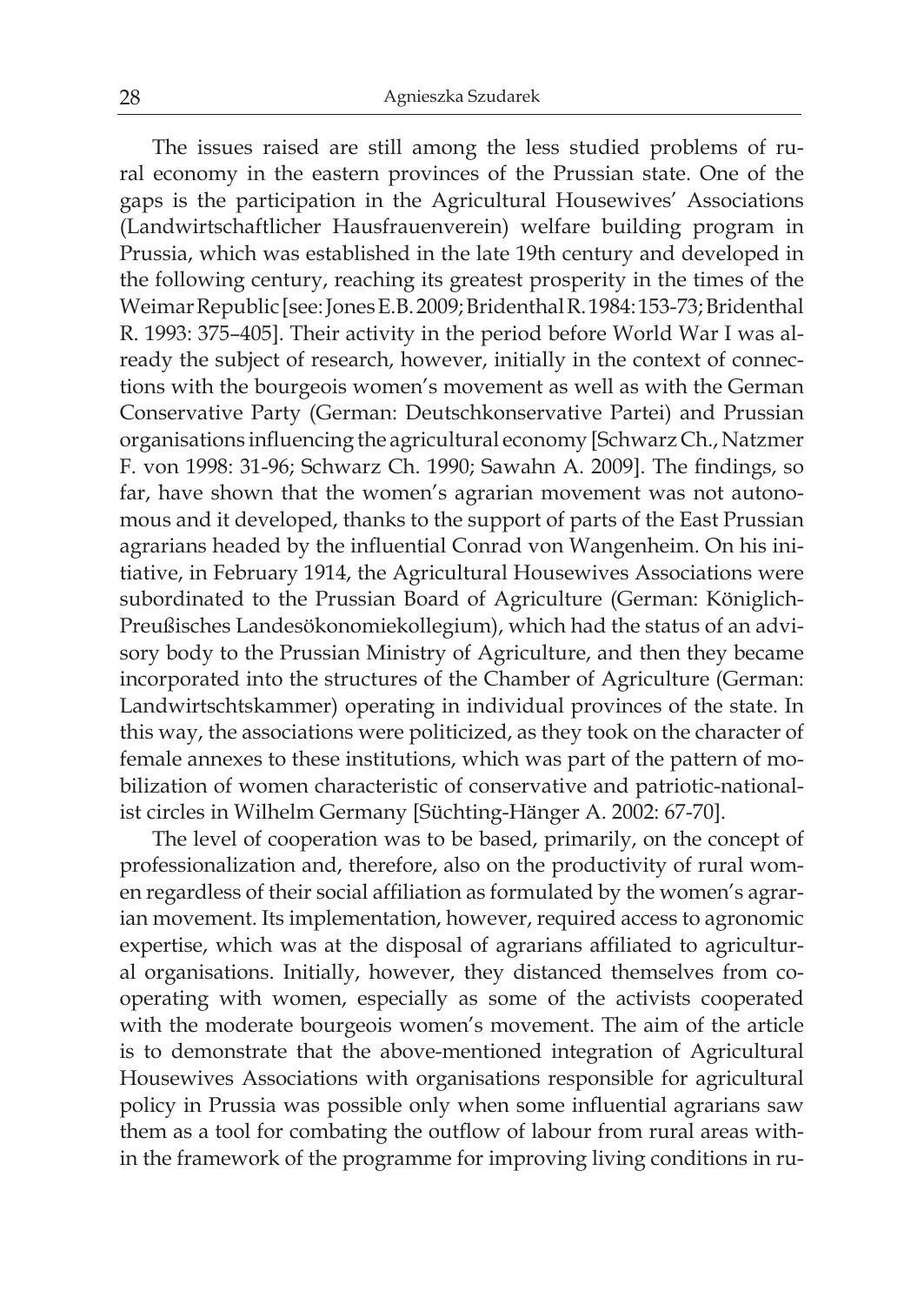The issues raised are still among the less studied problems of rural economy in the eastern provinces of the Prussian state. One of the gaps is the participation in the Agricultural Housewives' Associations (Landwirtschaftlicher Hausfrauenverein) welfare building program in Prussia, which was established in the late 19th century and developed in the following century, reaching its greatest prosperity in the times of the Weimar Republic [see: Jones E.B. 2009; Bridenthal R. 1984: 153-73; Bridenthal R. 1993: 375–405]. Their activity in the period before World War I was already the subject of research, however, initially in the context of connections with the bourgeois women's movement as well as with the German Conservative Party (German: Deutschkonservative Partei) and Prussian organisations influencing the agricultural economy [Schwarz Ch., Natzmer F. von 1998: 31-96; Schwarz Ch. 1990; Sawahn A. 2009]. The findings, so far, have shown that the women's agrarian movement was not autonomous and it developed, thanks to the support of parts of the East Prussian agrarians headed by the influential Conrad von Wangenheim. On his initiative, in February 1914, the Agricultural Housewives Associations were subordinated to the Prussian Board of Agriculture (German: Königlich-Preußisches Landesökonomiekollegium), which had the status of an advisory body to the Prussian Ministry of Agriculture, and then they became incorporated into the structures of the Chamber of Agriculture (German: Landwirtschtskammer) operating in individual provinces of the state. In this way, the associations were politicized, as they took on the character of female annexes to these institutions, which was part of the pattern of mobilization of women characteristic of conservative and patriotic-nationalist circles in Wilhelm Germany [Süchting-Hänger A. 2002: 67-70].

The level of cooperation was to be based, primarily, on the concept of professionalization and, therefore, also on the productivity of rural women regardless of their social affiliation as formulated by the women's agrarian movement. Its implementation, however, required access to agronomic expertise, which was at the disposal of agrarians affiliated to agricultural organisations. Initially, however, they distanced themselves from cooperating with women, especially as some of the activists cooperated with the moderate bourgeois women's movement. The aim of the article is to demonstrate that the above-mentioned integration of Agricultural Housewives Associations with organisations responsible for agricultural policy in Prussia was possible only when some influential agrarians saw them as a tool for combating the outflow of labour from rural areas within the framework of the programme for improving living conditions in ru-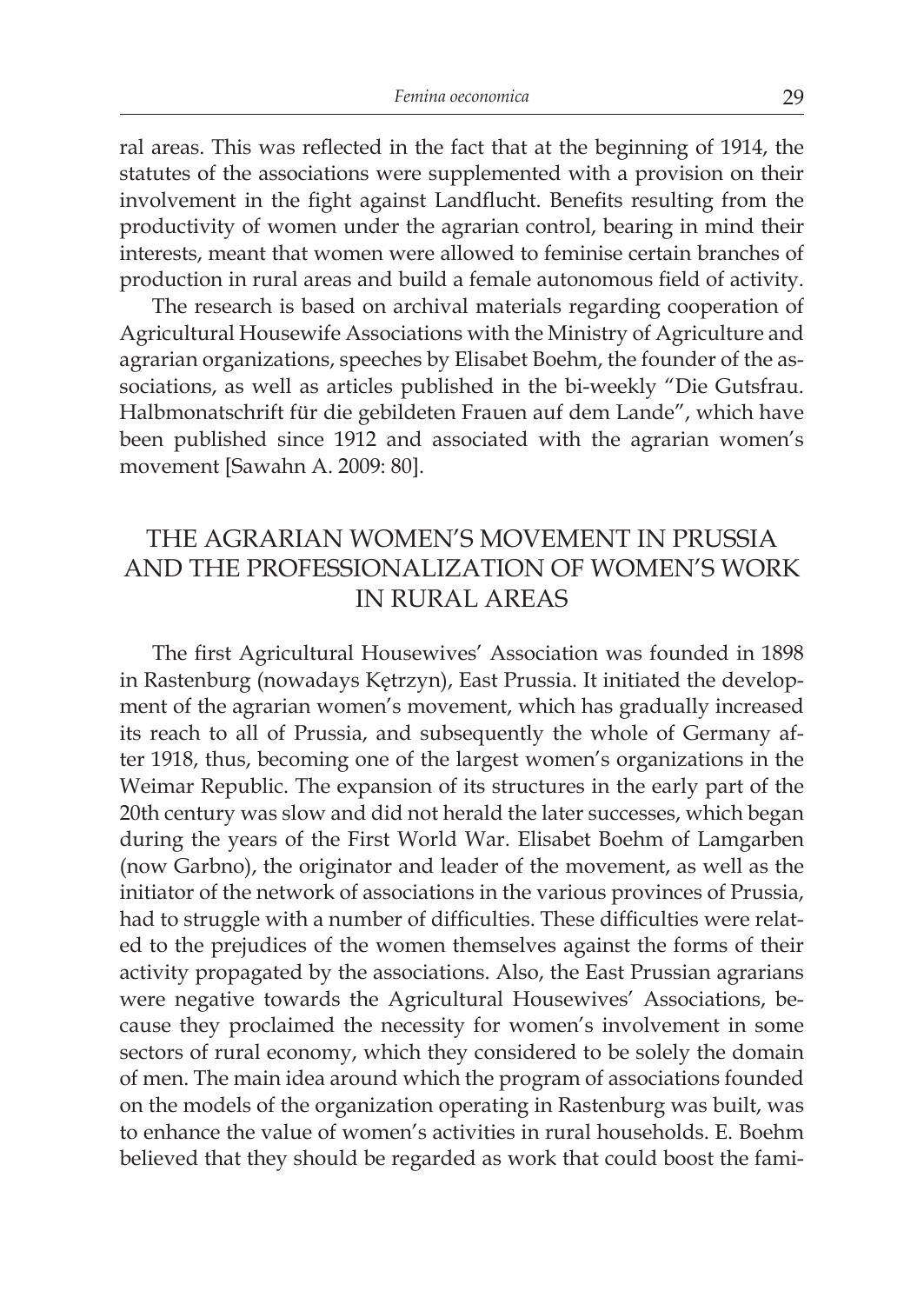ral areas. This was reflected in the fact that at the beginning of 1914, the statutes of the associations were supplemented with a provision on their involvement in the fight against Landflucht. Benefits resulting from the productivity of women under the agrarian control, bearing in mind their interests, meant that women were allowed to feminise certain branches of production in rural areas and build a female autonomous field of activity.

The research is based on archival materials regarding cooperation of Agricultural Housewife Associations with the Ministry of Agriculture and agrarian organizations, speeches by Elisabet Boehm, the founder of the associations, as well as articles published in the bi-weekly "Die Gutsfrau. Halbmonatschrift für die gebildeten Frauen auf dem Lande", which have been published since 1912 and associated with the agrarian women's movement [Sawahn A. 2009: 80].

## THE AGRARIAN WOMEN'S MOVEMENT IN PRUSSIA AND THE PROFESSIONALIZATION OF WOMEN'S WORK IN RURAL AREAS

The first Agricultural Housewives' Association was founded in 1898 in Rastenburg (nowadays Kętrzyn), East Prussia. It initiated the development of the agrarian women's movement, which has gradually increased its reach to all of Prussia, and subsequently the whole of Germany after 1918, thus, becoming one of the largest women's organizations in the Weimar Republic. The expansion of its structures in the early part of the 20th century was slow and did not herald the later successes, which began during the years of the First World War. Elisabet Boehm of Lamgarben (now Garbno), the originator and leader of the movement, as well as the initiator of the network of associations in the various provinces of Prussia, had to struggle with a number of difficulties. These difficulties were related to the prejudices of the women themselves against the forms of their activity propagated by the associations. Also, the East Prussian agrarians were negative towards the Agricultural Housewives' Associations, because they proclaimed the necessity for women's involvement in some sectors of rural economy, which they considered to be solely the domain of men. The main idea around which the program of associations founded on the models of the organization operating in Rastenburg was built, was to enhance the value of women's activities in rural households. E. Boehm believed that they should be regarded as work that could boost the fami-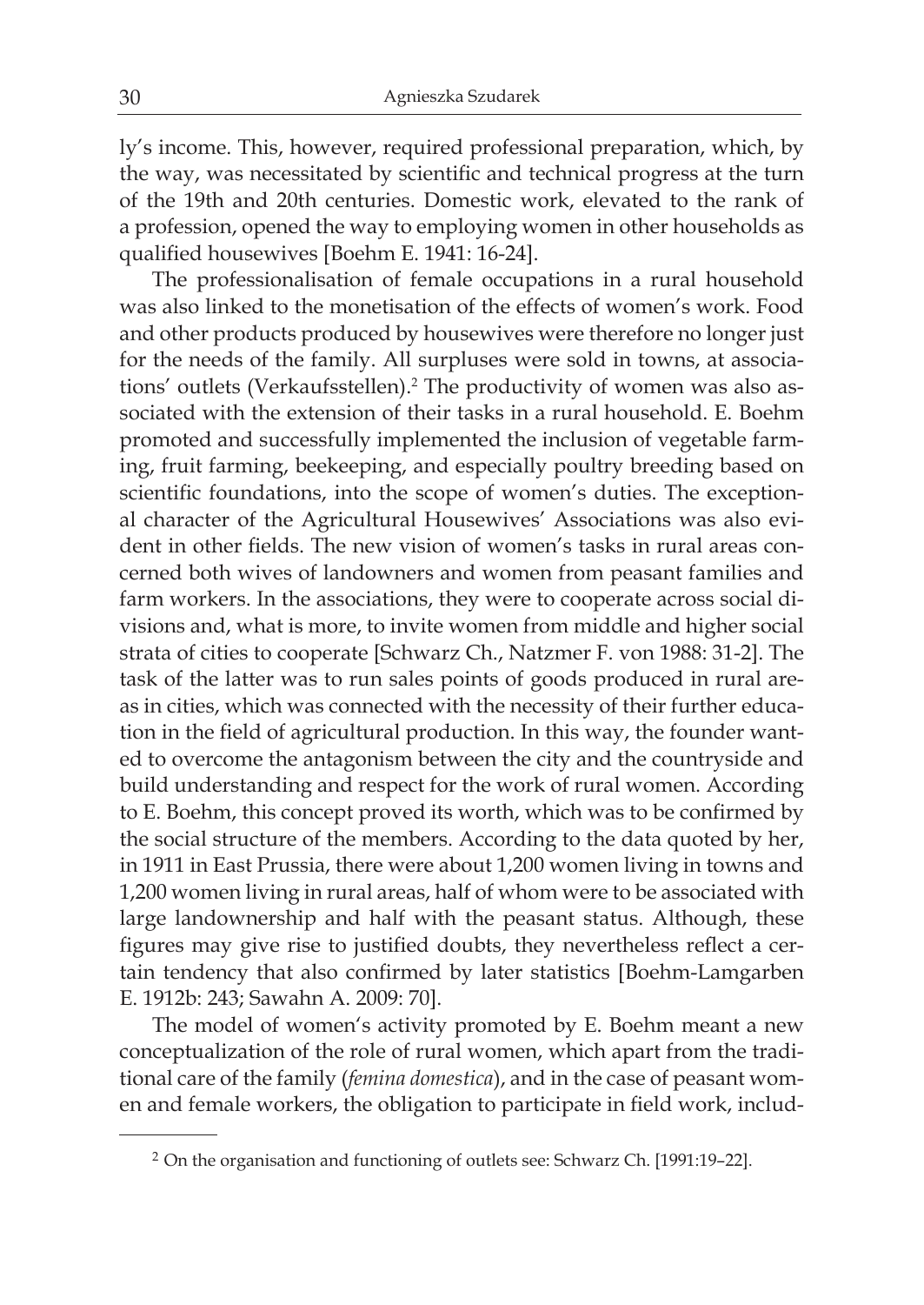ly's income. This, however, required professional preparation, which, by the way, was necessitated by scientific and technical progress at the turn of the 19th and 20th centuries. Domestic work, elevated to the rank of a profession, opened the way to employing women in other households as qualified housewives [Boehm E. 1941: 16-24].

The professionalisation of female occupations in a rural household was also linked to the monetisation of the effects of women's work. Food and other products produced by housewives were therefore no longer just for the needs of the family. All surpluses were sold in towns, at associations' outlets (Verkaufsstellen).[2] The productivity of women was also associated with the extension of their tasks in a rural household. E. Boehm promoted and successfully implemented the inclusion of vegetable farming, fruit farming, beekeeping, and especially poultry breeding based on scientific foundations, into the scope of women's duties. The exceptional character of the Agricultural Housewives' Associations was also evident in other fields. The new vision of women's tasks in rural areas concerned both wives of landowners and women from peasant families and farm workers. In the associations, they were to cooperate across social divisions and, what is more, to invite women from middle and higher social strata of cities to cooperate [Schwarz Ch., Natzmer F. von 1988: 31-2]. The task of the latter was to run sales points of goods produced in rural areas in cities, which was connected with the necessity of their further education in the field of agricultural production. In this way, the founder wanted to overcome the antagonism between the city and the countryside and build understanding and respect for the work of rural women. According to E. Boehm, this concept proved its worth, which was to be confirmed by the social structure of the members. According to the data quoted by her, in 1911 in East Prussia, there were about 1,200 women living in towns and 1,200 women living in rural areas, half of whom were to be associated with large landownership and half with the peasant status. Although, these figures may give rise to justified doubts, they nevertheless reflect a certain tendency that also confirmed by later statistics [Boehm-Lamgarben E. 1912b: 243; Sawahn A. 2009: 70].

The model of women's activity promoted by E. Boehm meant a new conceptualization of the role of rural women, which apart from the traditional care of the family (*femina domestica*), and in the case of peasant women and female workers, the obligation to participate in field work, includ-

---

[2] On the organisation and functioning of outlets see: Schwarz Ch. [1991:19–22].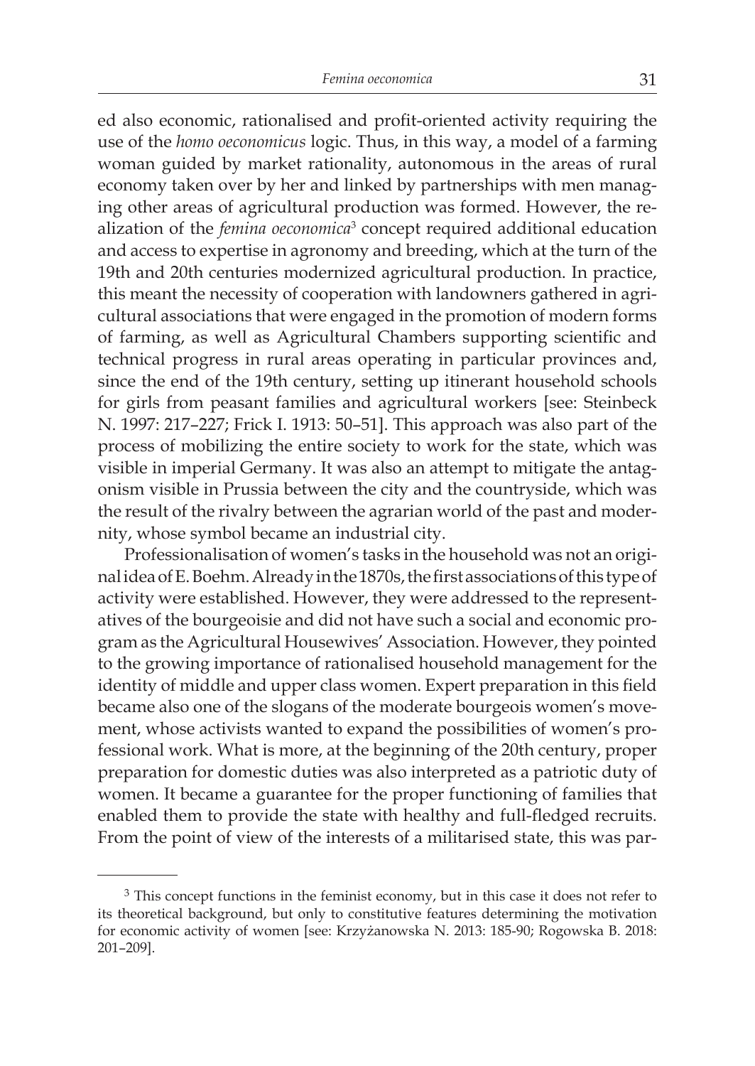ed also economic, rationalised and profit-oriented activity requiring the use of the *homo oeconomicus* logic. Thus, in this way, a model of a farming woman guided by market rationality, autonomous in the areas of rural economy taken over by her and linked by partnerships with men managing other areas of agricultural production was formed. However, the realization of the *femina oeconomica*[3] concept required additional education and access to expertise in agronomy and breeding, which at the turn of the 19th and 20th centuries modernized agricultural production. In practice, this meant the necessity of cooperation with landowners gathered in agricultural associations that were engaged in the promotion of modern forms of farming, as well as Agricultural Chambers supporting scientific and technical progress in rural areas operating in particular provinces and, since the end of the 19th century, setting up itinerant household schools for girls from peasant families and agricultural workers [see: Steinbeck N. 1997: 217–227; Frick I. 1913: 50–51]. This approach was also part of the process of mobilizing the entire society to work for the state, which was visible in imperial Germany. It was also an attempt to mitigate the antagonism visible in Prussia between the city and the countryside, which was the result of the rivalry between the agrarian world of the past and modernity, whose symbol became an industrial city.

Professionalisation of women's tasks in the household was not an original idea of E. Boehm. Already in the 1870s, the first associations of this type of activity were established. However, they were addressed to the representatives of the bourgeoisie and did not have such a social and economic program as the Agricultural Housewives' Association. However, they pointed to the growing importance of rationalised household management for the identity of middle and upper class women. Expert preparation in this field became also one of the slogans of the moderate bourgeois women's movement, whose activists wanted to expand the possibilities of women's professional work. What is more, at the beginning of the 20th century, proper preparation for domestic duties was also interpreted as a patriotic duty of women. It became a guarantee for the proper functioning of families that enabled them to provide the state with healthy and full-fledged recruits. From the point of view of the interests of a militarised state, this was par-

[3] This concept functions in the feminist economy, but in this case it does not refer to its theoretical background, but only to constitutive features determining the motivation for economic activity of women [see: Krzyżanowska N. 2013: 185-90; Rogowska B. 2018: 201–209].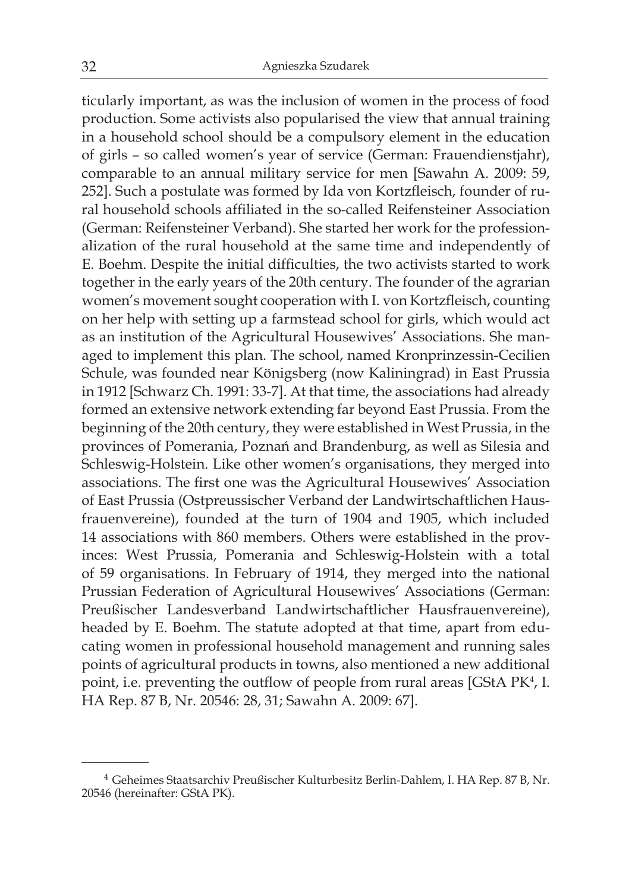ticularly important, as was the inclusion of women in the process of food production. Some activists also popularised the view that annual training in a household school should be a compulsory element in the education of girls – so called women's year of service (German: Frauendienstjahr), comparable to an annual military service for men [Sawahn A. 2009: 59, 252]. Such a postulate was formed by Ida von Kortzfleisch, founder of rural household schools affiliated in the so-called Reifensteiner Association (German: Reifensteiner Verband). She started her work for the professionalization of the rural household at the same time and independently of E. Boehm. Despite the initial difficulties, the two activists started to work together in the early years of the 20th century. The founder of the agrarian women's movement sought cooperation with I. von Kortzfleisch, counting on her help with setting up a farmstead school for girls, which would act as an institution of the Agricultural Housewives' Associations. She managed to implement this plan. The school, named Kronprinzessin-Cecilien Schule, was founded near Königsberg (now Kaliningrad) in East Prussia in 1912 [Schwarz Ch. 1991: 33-7]. At that time, the associations had already formed an extensive network extending far beyond East Prussia. From the beginning of the 20th century, they were established in West Prussia, in the provinces of Pomerania, Poznań and Brandenburg, as well as Silesia and Schleswig-Holstein. Like other women's organisations, they merged into associations. The first one was the Agricultural Housewives' Association of East Prussia (Ostpreussischer Verband der Landwirtschaftlichen Hausfrauenvereine), founded at the turn of 1904 and 1905, which included 14 associations with 860 members. Others were established in the provinces: West Prussia, Pomerania and Schleswig-Holstein with a total of 59 organisations. In February of 1914, they merged into the national Prussian Federation of Agricultural Housewives' Associations (German: Preußischer Landesverband Landwirtschaftlicher Hausfrauenvereine), headed by E. Boehm. The statute adopted at that time, apart from educating women in professional household management and running sales points of agricultural products in towns, also mentioned a new additional point, i.e. preventing the outflow of people from rural areas [GStA PK[4], I. HA Rep. 87 B, Nr. 20546: 28, 31; Sawahn A. 2009: 67].

[4] Geheimes Staatsarchiv Preußischer Kulturbesitz Berlin-Dahlem, I. HA Rep. 87 B, Nr. 20546 (hereinafter: GStA PK).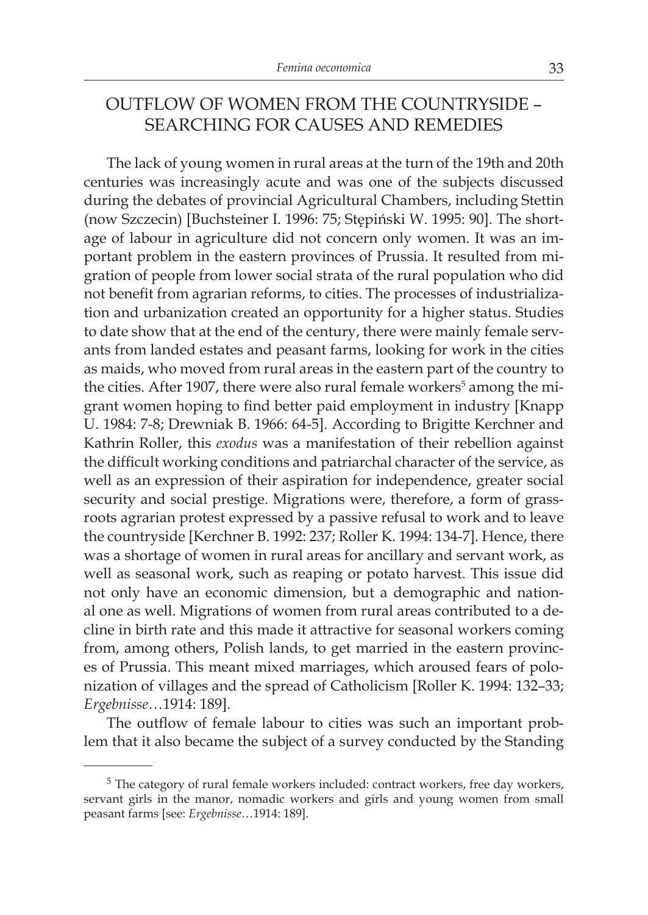## OUTFLOW OF WOMEN FROM THE COUNTRYSIDE – SEARCHING FOR CAUSES AND REMEDIES

The lack of young women in rural areas at the turn of the 19th and 20th centuries was increasingly acute and was one of the subjects discussed during the debates of provincial Agricultural Chambers, including Stettin (now Szczecin) [Buchsteiner I. 1996: 75; Stępiński W. 1995: 90]. The shortage of labour in agriculture did not concern only women. It was an important problem in the eastern provinces of Prussia. It resulted from migration of people from lower social strata of the rural population who did not benefit from agrarian reforms, to cities. The processes of industrialization and urbanization created an opportunity for a higher status. Studies to date show that at the end of the century, there were mainly female servants from landed estates and peasant farms, looking for work in the cities as maids, who moved from rural areas in the eastern part of the country to the cities. After 1907, there were also rural female workers[5] among the migrant women hoping to find better paid employment in industry [Knapp U. 1984: 7-8; Drewniak B. 1966: 64-5]. According to Brigitte Kerchner and Kathrin Roller, this *exodus* was a manifestation of their rebellion against the difficult working conditions and patriarchal character of the service, as well as an expression of their aspiration for independence, greater social security and social prestige. Migrations were, therefore, a form of grassroots agrarian protest expressed by a passive refusal to work and to leave the countryside [Kerchner B. 1992: 237; Roller K. 1994: 134-7]. Hence, there was a shortage of women in rural areas for ancillary and servant work, as well as seasonal work, such as reaping or potato harvest. This issue did not only have an economic dimension, but a demographic and national one as well. Migrations of women from rural areas contributed to a decline in birth rate and this made it attractive for seasonal workers coming from, among others, Polish lands, to get married in the eastern provinces of Prussia. This meant mixed marriages, which aroused fears of polonization of villages and the spread of Catholicism [Roller K. 1994: 132–33; *Ergebnisse*…1914: 189].

The outflow of female labour to cities was such an important problem that it also became the subject of a survey conducted by the Standing

---

[5] The category of rural female workers included: contract workers, free day workers, servant girls in the manor, nomadic workers and girls and young women from small peasant farms [see: *Ergebnisse*…1914: 189].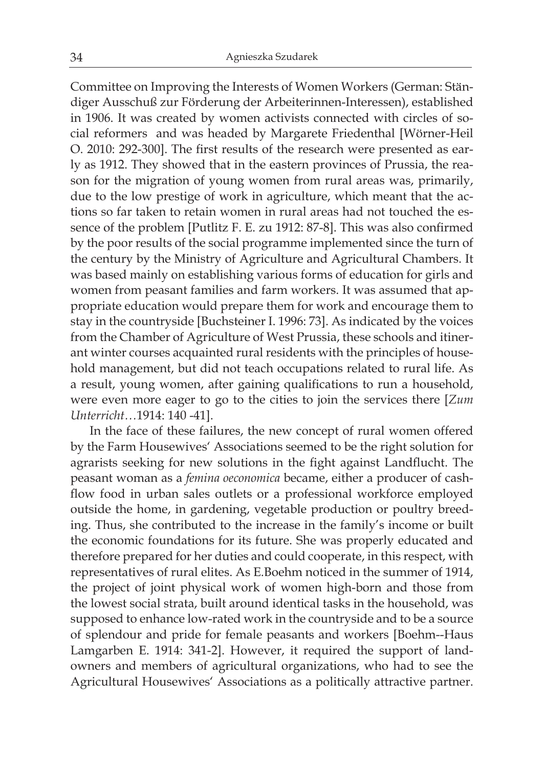Committee on Improving the Interests of Women Workers (German: Ständiger Ausschuß zur Förderung der Arbeiterinnen-Interessen), established in 1906. It was created by women activists connected with circles of social reformers and was headed by Margarete Friedenthal [Wörner-Heil O. 2010: 292-300]. The first results of the research were presented as early as 1912. They showed that in the eastern provinces of Prussia, the reason for the migration of young women from rural areas was, primarily, due to the low prestige of work in agriculture, which meant that the actions so far taken to retain women in rural areas had not touched the essence of the problem [Putlitz F. E. zu 1912: 87-8]. This was also confirmed by the poor results of the social programme implemented since the turn of the century by the Ministry of Agriculture and Agricultural Chambers. It was based mainly on establishing various forms of education for girls and women from peasant families and farm workers. It was assumed that appropriate education would prepare them for work and encourage them to stay in the countryside [Buchsteiner I. 1996: 73]. As indicated by the voices from the Chamber of Agriculture of West Prussia, these schools and itinerant winter courses acquainted rural residents with the principles of household management, but did not teach occupations related to rural life. As a result, young women, after gaining qualifications to run a household, were even more eager to go to the cities to join the services there [*Zum Unterricht…*1914: 140 -41].

In the face of these failures, the new concept of rural women offered by the Farm Housewives' Associations seemed to be the right solution for agrarists seeking for new solutions in the fight against Landflucht. The peasant woman as a *femina oeconomica* became, either a producer of cash-flow food in urban sales outlets or a professional workforce employed outside the home, in gardening, vegetable production or poultry breeding. Thus, she contributed to the increase in the family's income or built the economic foundations for its future. She was properly educated and therefore prepared for her duties and could cooperate, in this respect, with representatives of rural elites. As E.Boehm noticed in the summer of 1914, the project of joint physical work of women high-born and those from the lowest social strata, built around identical tasks in the household, was supposed to enhance low-rated work in the countryside and to be a source of splendour and pride for female peasants and workers [Boehm--Haus Lamgarben E. 1914: 341-2]. However, it required the support of landowners and members of agricultural organizations, who had to see the Agricultural Housewives' Associations as a politically attractive partner.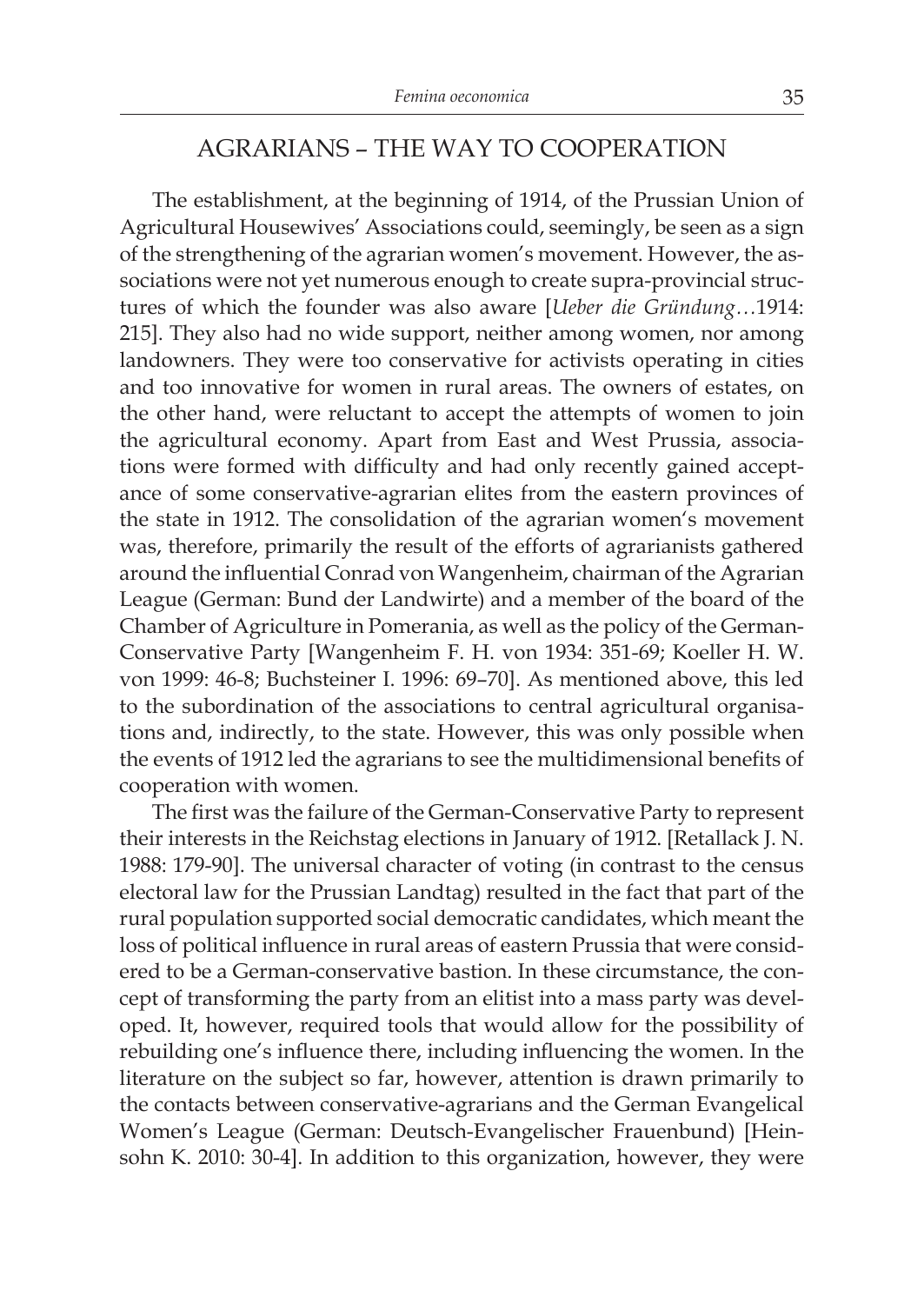## AGRARIANS – THE WAY TO COOPERATION

The establishment, at the beginning of 1914, of the Prussian Union of Agricultural Housewives' Associations could, seemingly, be seen as a sign of the strengthening of the agrarian women's movement. However, the associations were not yet numerous enough to create supra-provincial structures of which the founder was also aware [*Ueber die Gründung…*1914: 215]. They also had no wide support, neither among women, nor among landowners. They were too conservative for activists operating in cities and too innovative for women in rural areas. The owners of estates, on the other hand, were reluctant to accept the attempts of women to join the agricultural economy. Apart from East and West Prussia, associations were formed with difficulty and had only recently gained acceptance of some conservative-agrarian elites from the eastern provinces of the state in 1912. The consolidation of the agrarian women's movement was, therefore, primarily the result of the efforts of agrarianists gathered around the influential Conrad von Wangenheim, chairman of the Agrarian League (German: Bund der Landwirte) and a member of the board of the Chamber of Agriculture in Pomerania, as well as the policy of the German-Conservative Party [Wangenheim F. H. von 1934: 351-69; Koeller H. W. von 1999: 46-8; Buchsteiner I. 1996: 69–70]. As mentioned above, this led to the subordination of the associations to central agricultural organisations and, indirectly, to the state. However, this was only possible when the events of 1912 led the agrarians to see the multidimensional benefits of cooperation with women.

The first was the failure of the German-Conservative Party to represent their interests in the Reichstag elections in January of 1912. [Retallack J. N. 1988: 179-90]. The universal character of voting (in contrast to the census electoral law for the Prussian Landtag) resulted in the fact that part of the rural population supported social democratic candidates, which meant the loss of political influence in rural areas of eastern Prussia that were considered to be a German-conservative bastion. In these circumstance, the concept of transforming the party from an elitist into a mass party was developed. It, however, required tools that would allow for the possibility of rebuilding one's influence there, including influencing the women. In the literature on the subject so far, however, attention is drawn primarily to the contacts between conservative-agrarians and the German Evangelical Women's League (German: Deutsch-Evangelischer Frauenbund) [Heinsohn K. 2010: 30-4]. In addition to this organization, however, they were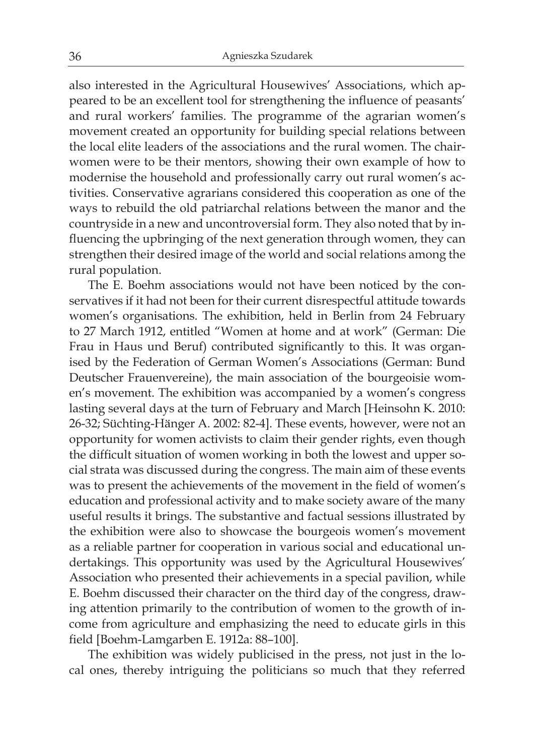also interested in the Agricultural Housewives' Associations, which appeared to be an excellent tool for strengthening the influence of peasants' and rural workers' families. The programme of the agrarian women's movement created an opportunity for building special relations between the local elite leaders of the associations and the rural women. The chairwomen were to be their mentors, showing their own example of how to modernise the household and professionally carry out rural women's activities. Conservative agrarians considered this cooperation as one of the ways to rebuild the old patriarchal relations between the manor and the countryside in a new and uncontroversial form. They also noted that by influencing the upbringing of the next generation through women, they can strengthen their desired image of the world and social relations among the rural population.

The E. Boehm associations would not have been noticed by the conservatives if it had not been for their current disrespectful attitude towards women's organisations. The exhibition, held in Berlin from 24 February to 27 March 1912, entitled "Women at home and at work" (German: Die Frau in Haus und Beruf) contributed significantly to this. It was organised by the Federation of German Women's Associations (German: Bund Deutscher Frauenvereine), the main association of the bourgeoisie women's movement. The exhibition was accompanied by a women's congress lasting several days at the turn of February and March [Heinsohn K. 2010: 26-32; Süchting-Hänger A. 2002: 82-4]. These events, however, were not an opportunity for women activists to claim their gender rights, even though the difficult situation of women working in both the lowest and upper social strata was discussed during the congress. The main aim of these events was to present the achievements of the movement in the field of women's education and professional activity and to make society aware of the many useful results it brings. The substantive and factual sessions illustrated by the exhibition were also to showcase the bourgeois women's movement as a reliable partner for cooperation in various social and educational undertakings. This opportunity was used by the Agricultural Housewives' Association who presented their achievements in a special pavilion, while E. Boehm discussed their character on the third day of the congress, drawing attention primarily to the contribution of women to the growth of income from agriculture and emphasizing the need to educate girls in this field [Boehm-Lamgarben E. 1912a: 88–100].

The exhibition was widely publicised in the press, not just in the local ones, thereby intriguing the politicians so much that they referred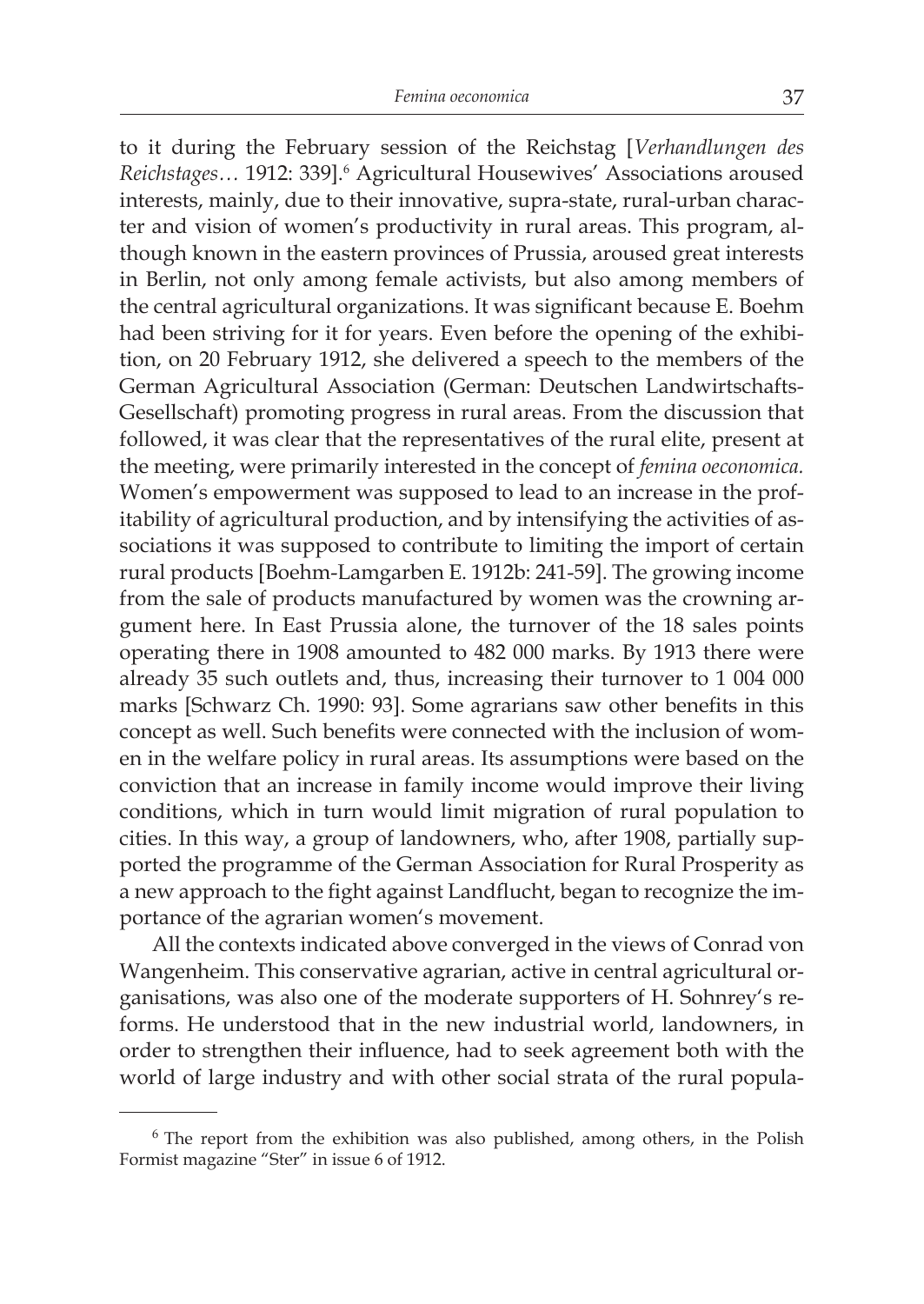to it during the February session of the Reichstag [*Verhandlungen des Reichstages…* 1912: 339].[6] Agricultural Housewives' Associations aroused interests, mainly, due to their innovative, supra-state, rural-urban character and vision of women's productivity in rural areas. This program, although known in the eastern provinces of Prussia, aroused great interests in Berlin, not only among female activists, but also among members of the central agricultural organizations. It was significant because E. Boehm had been striving for it for years. Even before the opening of the exhibition, on 20 February 1912, she delivered a speech to the members of the German Agricultural Association (German: Deutschen Landwirtschafts-Gesellschaft) promoting progress in rural areas. From the discussion that followed, it was clear that the representatives of the rural elite, present at the meeting, were primarily interested in the concept of *femina oeconomica.* Women's empowerment was supposed to lead to an increase in the profitability of agricultural production, and by intensifying the activities of associations it was supposed to contribute to limiting the import of certain rural products [Boehm-Lamgarben E. 1912b: 241-59]. The growing income from the sale of products manufactured by women was the crowning argument here. In East Prussia alone, the turnover of the 18 sales points operating there in 1908 amounted to 482 000 marks. By 1913 there were already 35 such outlets and, thus, increasing their turnover to 1 004 000 marks [Schwarz Ch. 1990: 93]. Some agrarians saw other benefits in this concept as well. Such benefits were connected with the inclusion of women in the welfare policy in rural areas. Its assumptions were based on the conviction that an increase in family income would improve their living conditions, which in turn would limit migration of rural population to cities. In this way, a group of landowners, who, after 1908, partially supported the programme of the German Association for Rural Prosperity as a new approach to the fight against Landflucht, began to recognize the importance of the agrarian women's movement.

All the contexts indicated above converged in the views of Conrad von Wangenheim. This conservative agrarian, active in central agricultural organisations, was also one of the moderate supporters of H. Sohnrey's reforms. He understood that in the new industrial world, landowners, in order to strengthen their influence, had to seek agreement both with the world of large industry and with other social strata of the rural popula-

---

[6] The report from the exhibition was also published, among others, in the Polish Formist magazine "Ster" in issue 6 of 1912.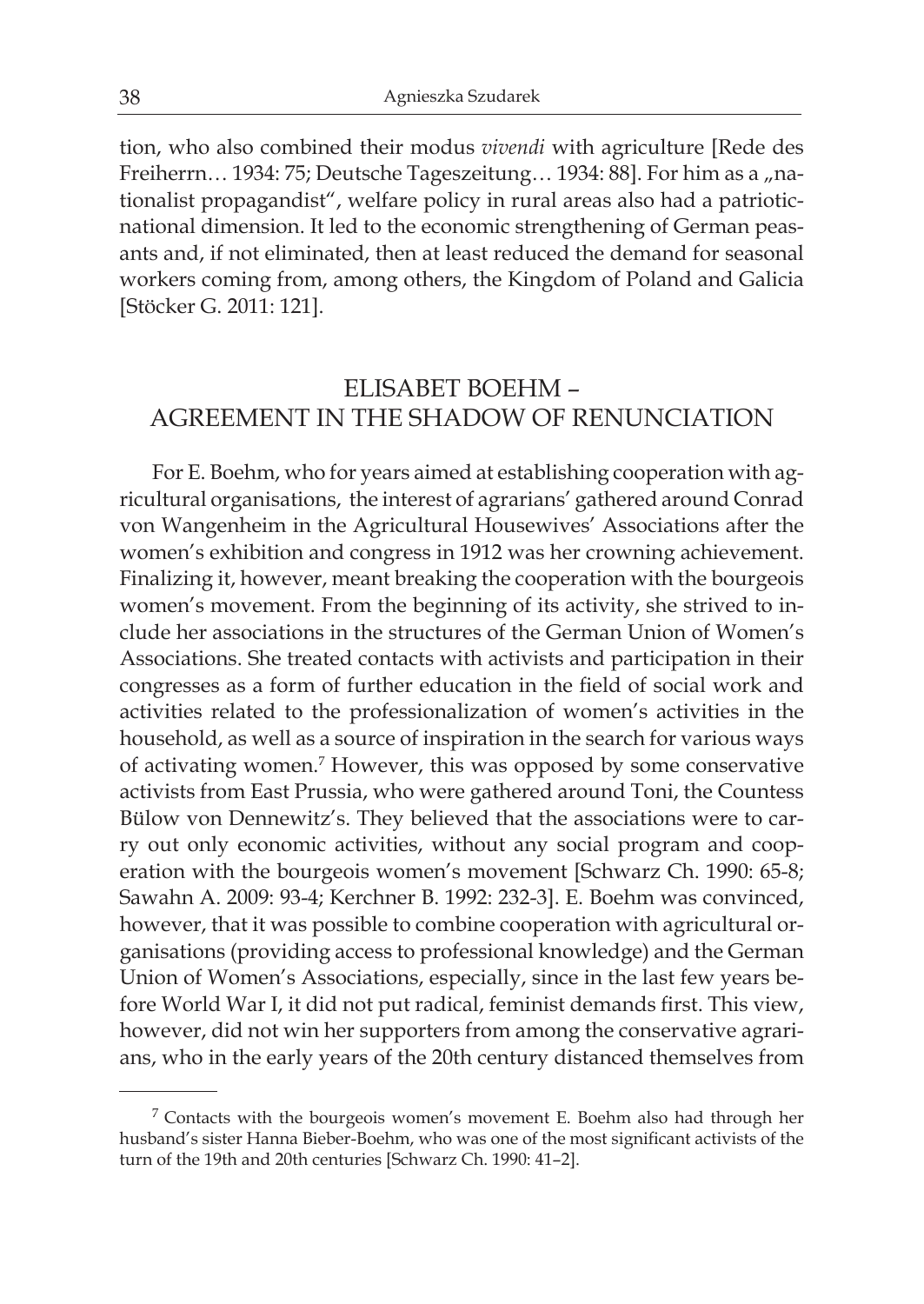tion, who also combined their modus *vivendi* with agriculture [Rede des Freiherrn… 1934: 75; Deutsche Tageszeitung… 1934: 88]. For him as a „nationalist propagandist", welfare policy in rural areas also had a patriotic-national dimension. It led to the economic strengthening of German peasants and, if not eliminated, then at least reduced the demand for seasonal workers coming from, among others, the Kingdom of Poland and Galicia [Stöcker G. 2011: 121].

## ELISABET BOEHM – AGREEMENT IN THE SHADOW OF RENUNCIATION

For E. Boehm, who for years aimed at establishing cooperation with agricultural organisations, the interest of agrarians' gathered around Conrad von Wangenheim in the Agricultural Housewives' Associations after the women's exhibition and congress in 1912 was her crowning achievement. Finalizing it, however, meant breaking the cooperation with the bourgeois women's movement. From the beginning of its activity, she strived to include her associations in the structures of the German Union of Women's Associations. She treated contacts with activists and participation in their congresses as a form of further education in the field of social work and activities related to the professionalization of women's activities in the household, as well as a source of inspiration in the search for various ways of activating women.[7] However, this was opposed by some conservative activists from East Prussia, who were gathered around Toni, the Countess Bülow von Dennewitz's. They believed that the associations were to carry out only economic activities, without any social program and cooperation with the bourgeois women's movement [Schwarz Ch. 1990: 65-8; Sawahn A. 2009: 93-4; Kerchner B. 1992: 232-3]. E. Boehm was convinced, however, that it was possible to combine cooperation with agricultural organisations (providing access to professional knowledge) and the German Union of Women's Associations, especially, since in the last few years before World War I, it did not put radical, feminist demands first. This view, however, did not win her supporters from among the conservative agrarians, who in the early years of the 20th century distanced themselves from

[7] Contacts with the bourgeois women's movement E. Boehm also had through her husband's sister Hanna Bieber-Boehm, who was one of the most significant activists of the turn of the 19th and 20th centuries [Schwarz Ch. 1990: 41–2].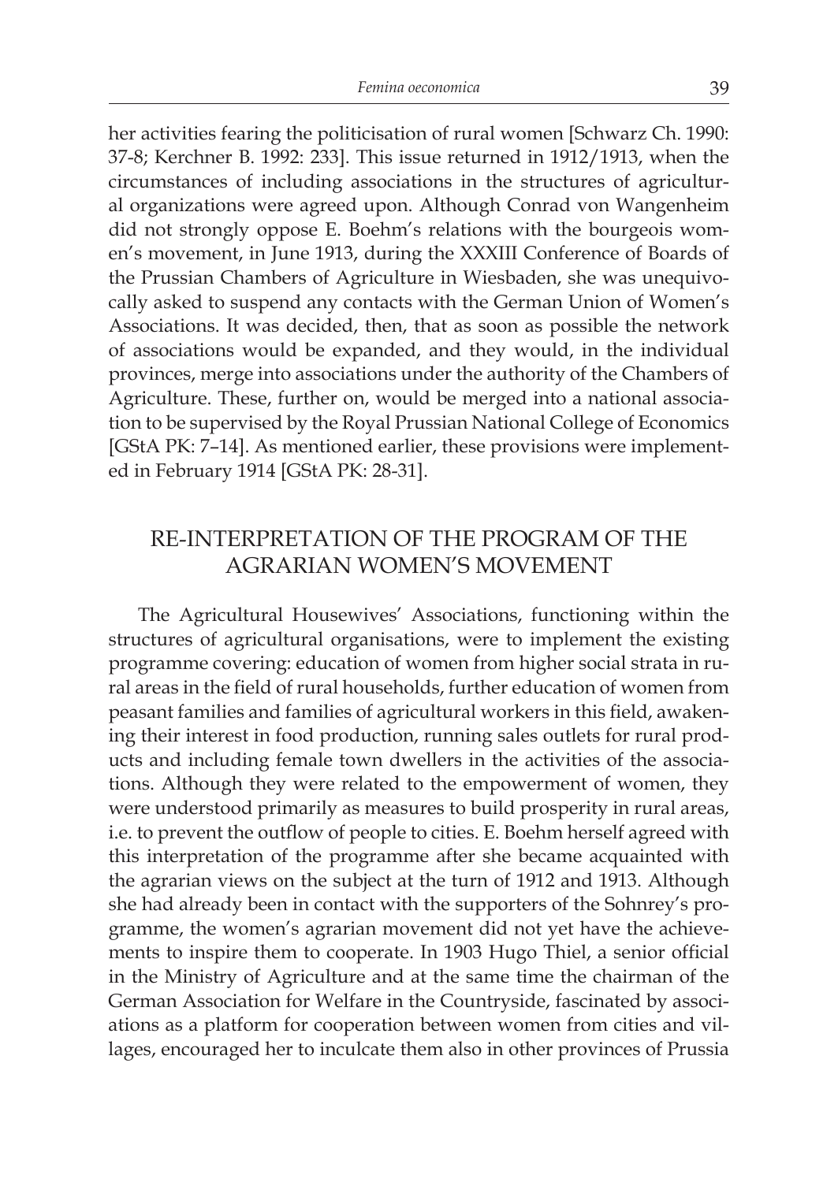her activities fearing the politicisation of rural women [Schwarz Ch. 1990: 37-8; Kerchner B. 1992: 233]. This issue returned in 1912/1913, when the circumstances of including associations in the structures of agricultural organizations were agreed upon. Although Conrad von Wangenheim did not strongly oppose E. Boehm's relations with the bourgeois women's movement, in June 1913, during the XXXIII Conference of Boards of the Prussian Chambers of Agriculture in Wiesbaden, she was unequivocally asked to suspend any contacts with the German Union of Women's Associations. It was decided, then, that as soon as possible the network of associations would be expanded, and they would, in the individual provinces, merge into associations under the authority of the Chambers of Agriculture. These, further on, would be merged into a national association to be supervised by the Royal Prussian National College of Economics [GStA PK: 7–14]. As mentioned earlier, these provisions were implemented in February 1914 [GStA PK: 28-31].

## RE-INTERPRETATION OF THE PROGRAM OF THE AGRARIAN WOMEN'S MOVEMENT

The Agricultural Housewives' Associations, functioning within the structures of agricultural organisations, were to implement the existing programme covering: education of women from higher social strata in rural areas in the field of rural households, further education of women from peasant families and families of agricultural workers in this field, awakening their interest in food production, running sales outlets for rural products and including female town dwellers in the activities of the associations. Although they were related to the empowerment of women, they were understood primarily as measures to build prosperity in rural areas, i.e. to prevent the outflow of people to cities. E. Boehm herself agreed with this interpretation of the programme after she became acquainted with the agrarian views on the subject at the turn of 1912 and 1913. Although she had already been in contact with the supporters of the Sohnrey's programme, the women's agrarian movement did not yet have the achievements to inspire them to cooperate. In 1903 Hugo Thiel, a senior official in the Ministry of Agriculture and at the same time the chairman of the German Association for Welfare in the Countryside, fascinated by associations as a platform for cooperation between women from cities and villages, encouraged her to inculcate them also in other provinces of Prussia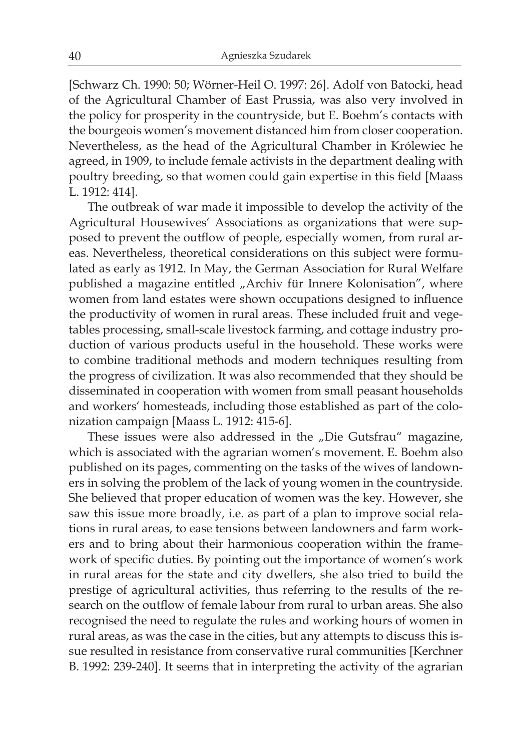[Schwarz Ch. 1990: 50; Wörner-Heil O. 1997: 26]. Adolf von Batocki, head of the Agricultural Chamber of East Prussia, was also very involved in the policy for prosperity in the countryside, but E. Boehm's contacts with the bourgeois women's movement distanced him from closer cooperation. Nevertheless, as the head of the Agricultural Chamber in Królewiec he agreed, in 1909, to include female activists in the department dealing with poultry breeding, so that women could gain expertise in this field [Maass L. 1912: 414].

The outbreak of war made it impossible to develop the activity of the Agricultural Housewives' Associations as organizations that were supposed to prevent the outflow of people, especially women, from rural areas. Nevertheless, theoretical considerations on this subject were formulated as early as 1912. In May, the German Association for Rural Welfare published a magazine entitled „Archiv für Innere Kolonisation", where women from land estates were shown occupations designed to influence the productivity of women in rural areas. These included fruit and vegetables processing, small-scale livestock farming, and cottage industry production of various products useful in the household. These works were to combine traditional methods and modern techniques resulting from the progress of civilization. It was also recommended that they should be disseminated in cooperation with women from small peasant households and workers' homesteads, including those established as part of the colonization campaign [Maass L. 1912: 415-6].

These issues were also addressed in the „Die Gutsfrau" magazine, which is associated with the agrarian women's movement. E. Boehm also published on its pages, commenting on the tasks of the wives of landowners in solving the problem of the lack of young women in the countryside. She believed that proper education of women was the key. However, she saw this issue more broadly, i.e. as part of a plan to improve social relations in rural areas, to ease tensions between landowners and farm workers and to bring about their harmonious cooperation within the framework of specific duties. By pointing out the importance of women's work in rural areas for the state and city dwellers, she also tried to build the prestige of agricultural activities, thus referring to the results of the research on the outflow of female labour from rural to urban areas. She also recognised the need to regulate the rules and working hours of women in rural areas, as was the case in the cities, but any attempts to discuss this issue resulted in resistance from conservative rural communities [Kerchner B. 1992: 239-240]. It seems that in interpreting the activity of the agrarian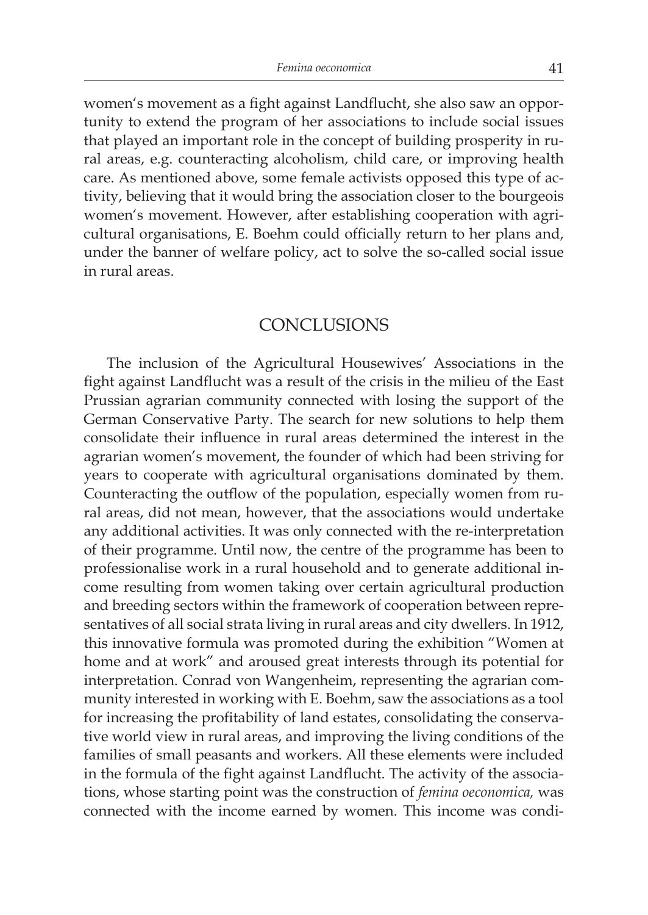women's movement as a fight against Landflucht, she also saw an opportunity to extend the program of her associations to include social issues that played an important role in the concept of building prosperity in rural areas, e.g. counteracting alcoholism, child care, or improving health care. As mentioned above, some female activists opposed this type of activity, believing that it would bring the association closer to the bourgeois women's movement. However, after establishing cooperation with agricultural organisations, E. Boehm could officially return to her plans and, under the banner of welfare policy, act to solve the so-called social issue in rural areas.

## CONCLUSIONS

The inclusion of the Agricultural Housewives' Associations in the fight against Landflucht was a result of the crisis in the milieu of the East Prussian agrarian community connected with losing the support of the German Conservative Party. The search for new solutions to help them consolidate their influence in rural areas determined the interest in the agrarian women's movement, the founder of which had been striving for years to cooperate with agricultural organisations dominated by them. Counteracting the outflow of the population, especially women from rural areas, did not mean, however, that the associations would undertake any additional activities. It was only connected with the re-interpretation of their programme. Until now, the centre of the programme has been to professionalise work in a rural household and to generate additional income resulting from women taking over certain agricultural production and breeding sectors within the framework of cooperation between representatives of all social strata living in rural areas and city dwellers. In 1912, this innovative formula was promoted during the exhibition "Women at home and at work" and aroused great interests through its potential for interpretation. Conrad von Wangenheim, representing the agrarian community interested in working with E. Boehm, saw the associations as a tool for increasing the profitability of land estates, consolidating the conservative world view in rural areas, and improving the living conditions of the families of small peasants and workers. All these elements were included in the formula of the fight against Landflucht. The activity of the associations, whose starting point was the construction of *femina oeconomica,* was connected with the income earned by women. This income was condi-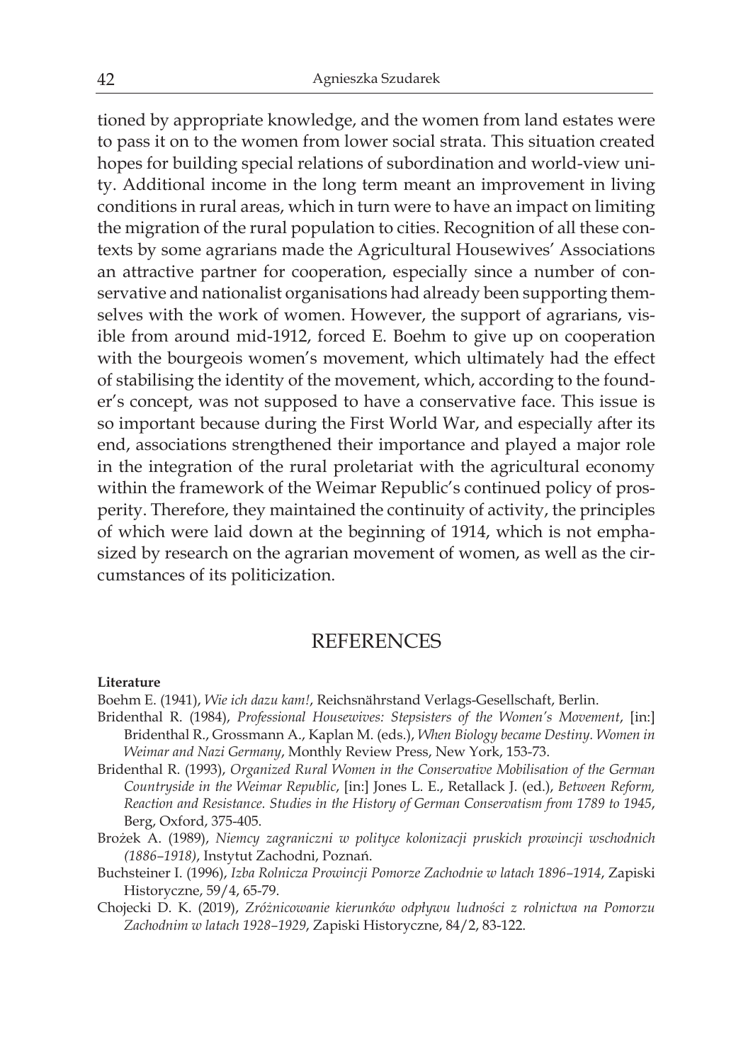tioned by appropriate knowledge, and the women from land estates were to pass it on to the women from lower social strata. This situation created hopes for building special relations of subordination and world-view unity. Additional income in the long term meant an improvement in living conditions in rural areas, which in turn were to have an impact on limiting the migration of the rural population to cities. Recognition of all these contexts by some agrarians made the Agricultural Housewives' Associations an attractive partner for cooperation, especially since a number of conservative and nationalist organisations had already been supporting themselves with the work of women. However, the support of agrarians, visible from around mid-1912, forced E. Boehm to give up on cooperation with the bourgeois women's movement, which ultimately had the effect of stabilising the identity of the movement, which, according to the founder's concept, was not supposed to have a conservative face. This issue is so important because during the First World War, and especially after its end, associations strengthened their importance and played a major role in the integration of the rural proletariat with the agricultural economy within the framework of the Weimar Republic's continued policy of prosperity. Therefore, they maintained the continuity of activity, the principles of which were laid down at the beginning of 1914, which is not emphasized by research on the agrarian movement of women, as well as the circumstances of its politicization.

## REFERENCES

**Literature**

Boehm E. (1941), *Wie ich dazu kam!*, Reichsnährstand Verlags-Gesellschaft, Berlin.

Bridenthal R. (1984), *Professional Housewives: Stepsisters of the Women's Movement*, [in:] Bridenthal R., Grossmann A., Kaplan M. (eds.), *When Biology became Destiny. Women in Weimar and Nazi Germany*, Monthly Review Press, New York, 153-73.

Bridenthal R. (1993), *Organized Rural Women in the Conservative Mobilisation of the German Countryside in the Weimar Republic*, [in:] Jones L. E., Retallack J. (ed.), *Between Reform, Reaction and Resistance. Studies in the History of German Conservatism from 1789 to 1945*, Berg, Oxford, 375-405.

Brożek A. (1989), *Niemcy zagraniczni w polityce kolonizacji pruskich prowincji wschodnich (1886–1918)*, Instytut Zachodni, Poznań.

Buchsteiner I. (1996), *Izba Rolnicza Prowincji Pomorze Zachodnie w latach 1896–1914*, Zapiski Historyczne, 59/4, 65-79.

Chojecki D. K. (2019), *Zróżnicowanie kierunków odpływu ludności z rolnictwa na Pomorzu Zachodnim w latach 1928–1929*, Zapiski Historyczne, 84/2, 83-122.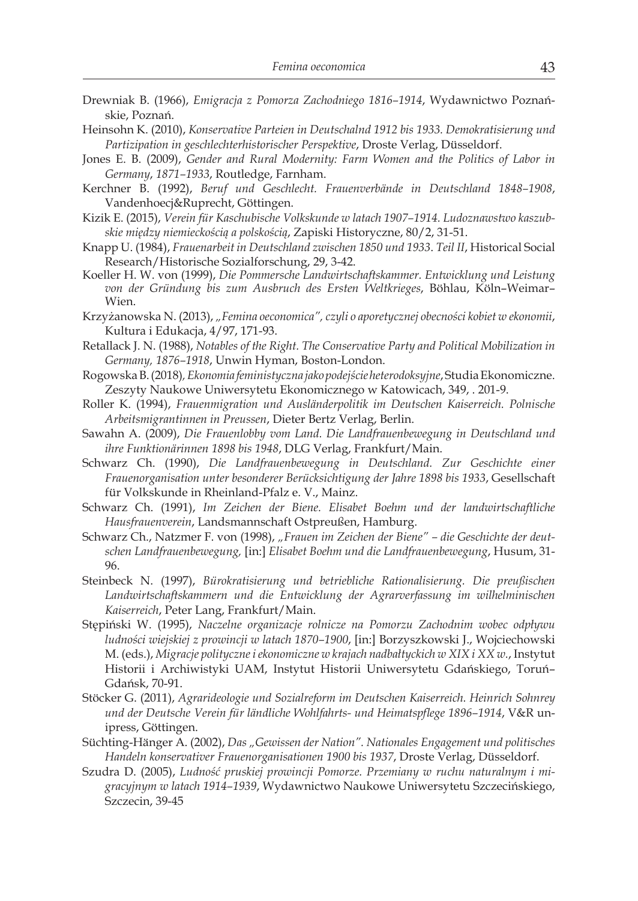Drewniak B. (1966), *Emigracja z Pomorza Zachodniego 1816–1914*, Wydawnictwo Poznańskie, Poznań.

Heinsohn K. (2010), *Konservative Parteien in Deutschalnd 1912 bis 1933. Demokratisierung und Partizipation in geschlechterhistorischer Perspektive*, Droste Verlag, Düsseldorf.

Jones E. B. (2009), *Gender and Rural Modernity: Farm Women and the Politics of Labor in Germany, 1871–1933*, Routledge, Farnham.

Kerchner B. (1992), *Beruf und Geschlecht. Frauenverbände in Deutschland 1848–1908*, Vandenhoecj&Ruprecht, Göttingen.

Kizik E. (2015), *Verein für Kaschubische Volkskunde w latach 1907–1914. Ludoznawstwo kaszubskie między niemieckością a polskością*, Zapiski Historyczne, 80/2, 31-51.

Knapp U. (1984), *Frauenarbeit in Deutschland zwischen 1850 und 1933. Teil II*, Historical Social Research/Historische Sozialforschung, 29, 3-42.

Koeller H. W. von (1999), *Die Pommersche Landwirtschaftskammer. Entwicklung und Leistung von der Gründung bis zum Ausbruch des Ersten Weltkrieges*, Böhlau, Köln–Weimar–Wien.

Krzyżanowska N. (2013), *„Femina oeconomica", czyli o aporetycznej obecności kobiet w ekonomii*, Kultura i Edukacja, 4/97, 171-93.

Retallack J. N. (1988), *Notables of the Right. The Conservative Party and Political Mobilization in Germany, 1876–1918*, Unwin Hyman, Boston-London.

Rogowska B. (2018), *Ekonomia feministyczna jako podejście heterodoksyjne*, Studia Ekonomiczne. Zeszyty Naukowe Uniwersytetu Ekonomicznego w Katowicach, 349, . 201-9.

Roller K. (1994), *Frauenmigration und Ausländerpolitik im Deutschen Kaiserreich. Polnische Arbeitsmigrantinnen in Preussen*, Dieter Bertz Verlag, Berlin.

Sawahn A. (2009), *Die Frauenlobby vom Land. Die Landfrauenbewegung in Deutschland und ihre Funktionärinnen 1898 bis 1948*, DLG Verlag, Frankfurt/Main.

Schwarz Ch. (1990), *Die Landfrauenbewegung in Deutschland. Zur Geschichte einer Frauenorganisation unter besonderer Berücksichtigung der Jahre 1898 bis 1933*, Gesellschaft für Volkskunde in Rheinland-Pfalz e. V., Mainz.

Schwarz Ch. (1991), *Im Zeichen der Biene. Elisabet Boehm und der landwirtschaftliche Hausfrauenverein*, Landsmannschaft Ostpreußen, Hamburg.

Schwarz Ch., Natzmer F. von (1998), *„Frauen im Zeichen der Biene" – die Geschichte der deutschen Landfrauenbewegung,* [in:] *Elisabet Boehm und die Landfrauenbewegung*, Husum, 31-96.

Steinbeck N. (1997), *Bürokratisierung und betriebliche Rationalisierung. Die preußischen Landwirtschaftskammern und die Entwicklung der Agrarverfassung im wilhelminischen Kaiserreich*, Peter Lang, Frankfurt/Main.

Stępiński W. (1995), *Naczelne organizacje rolnicze na Pomorzu Zachodnim wobec odpływu ludności wiejskiej z prowincji w latach 1870–1900*, [in:] Borzyszkowski J., Wojciechowski M. (eds.), *Migracje polityczne i ekonomiczne w krajach nadbałtyckich w XIX i XX w.*, Instytut Historii i Archiwistyki UAM, Instytut Historii Uniwersytetu Gdańskiego, Toruń–Gdańsk, 70-91.

Stöcker G. (2011), *Agrarideologie und Sozialreform im Deutschen Kaiserreich. Heinrich Sohnrey und der Deutsche Verein für ländliche Wohlfahrts- und Heimatspflege 1896–1914*, V&R unipress, Göttingen.

Süchting-Hänger A. (2002), *Das „Gewissen der Nation". Nationales Engagement und politisches Handeln konservativer Frauenorganisationen 1900 bis 1937*, Droste Verlag, Düsseldorf.

Szudra D. (2005), *Ludność pruskiej prowincji Pomorze. Przemiany w ruchu naturalnym i migracyjnym w latach 1914–1939*, Wydawnictwo Naukowe Uniwersytetu Szczecińskiego, Szczecin, 39-45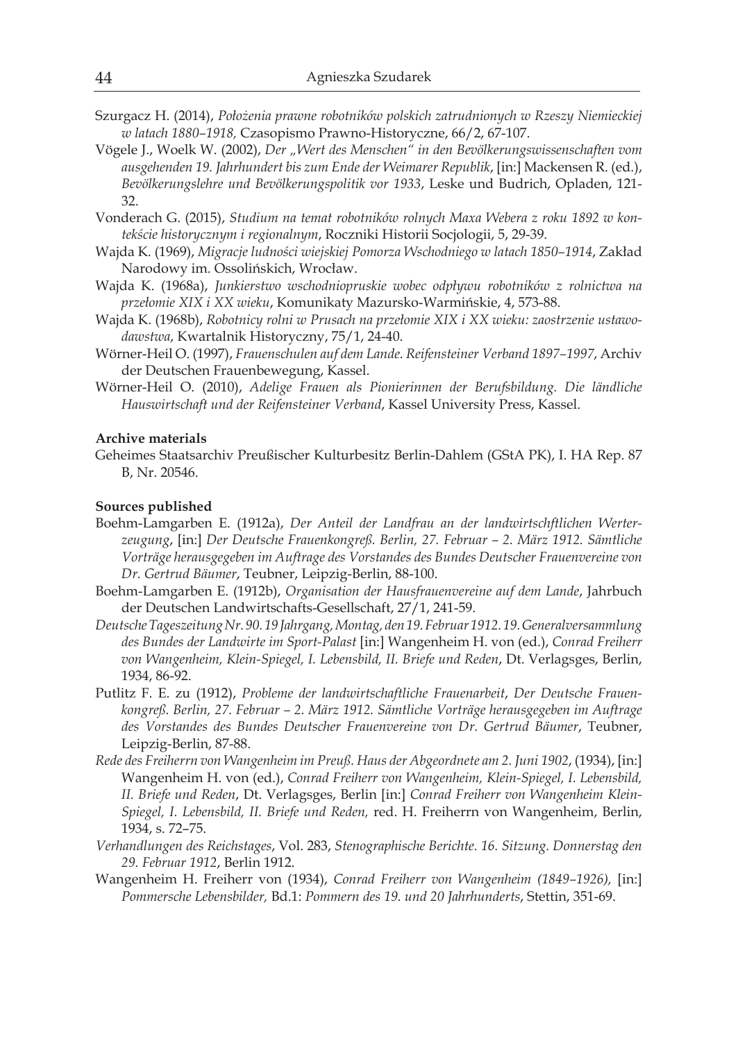Szurgacz H. (2014), *Położenia prawne robotników polskich zatrudnionych w Rzeszy Niemieckiej w latach 1880–1918,* Czasopismo Prawno-Historyczne, 66/2, 67-107.

Vögele J., Woelk W. (2002), *Der „Wert des Menschen" in den Bevölkerungswissenschaften vom ausgehenden 19. Jahrhundert bis zum Ende der Weimarer Republik*, [in:] Mackensen R. (ed.), *Bevölkerungslehre und Bevölkerungspolitik vor 1933*, Leske und Budrich, Opladen, 121-32.

Vonderach G. (2015), *Studium na temat robotników rolnych Maxa Webera z roku 1892 w kontekście historycznym i regionalnym*, Roczniki Historii Socjologii, 5, 29-39.

Wajda K. (1969), *Migracje ludności wiejskiej Pomorza Wschodniego w latach 1850–1914*, Zakład Narodowy im. Ossolińskich, Wrocław.

Wajda K. (1968a), *Junkierstwo wschodniopruskie wobec odpływu robotników z rolnictwa na przełomie XIX i XX wieku*, Komunikaty Mazursko-Warmińskie, 4, 573-88.

Wajda K. (1968b), *Robotnicy rolni w Prusach na przełomie XIX i XX wieku: zaostrzenie ustawodawstwa*, Kwartalnik Historyczny, 75/1, 24-40.

Wörner-Heil O. (1997), *Frauenschulen auf dem Lande. Reifensteiner Verband 1897–1997*, Archiv der Deutschen Frauenbewegung, Kassel.

Wörner-Heil O. (2010), *Adelige Frauen als Pionierinnen der Berufsbildung. Die ländliche Hauswirtschaft und der Reifensteiner Verband*, Kassel University Press, Kassel.

**Archive materials**

Geheimes Staatsarchiv Preußischer Kulturbesitz Berlin-Dahlem (GStA PK), I. HA Rep. 87 B, Nr. 20546.

**Sources published**

Boehm-Lamgarben E. (1912a), *Der Anteil der Landfrau an der landwirtschftlichen Werterzeugung*, [in:] *Der Deutsche Frauenkongreß. Berlin, 27. Februar – 2. März 1912. Sämtliche Vorträge herausgegeben im Auftrage des Vorstandes des Bundes Deutscher Frauenvereine von Dr. Gertrud Bäumer*, Teubner, Leipzig-Berlin, 88-100.

Boehm-Lamgarben E. (1912b), *Organisation der Hausfrauenvereine auf dem Lande*, Jahrbuch der Deutschen Landwirtschafts-Gesellschaft, 27/1, 241-59.

*Deutsche Tageszeitung Nr. 90. 19 Jahrgang, Montag, den 19. Februar 1912. 19. Generalversammlung des Bundes der Landwirte im Sport-Palast* [in:] Wangenheim H. von (ed.), *Conrad Freiherr von Wangenheim, Klein-Spiegel, I. Lebensbild, II. Briefe und Reden*, Dt. Verlagsges, Berlin, 1934, 86-92.

Putlitz F. E. zu (1912), *Probleme der landwirtschaftliche Frauenarbeit, Der Deutsche Frauenkongreß. Berlin, 27. Februar – 2. März 1912. Sämtliche Vorträge herausgegeben im Auftrage des Vorstandes des Bundes Deutscher Frauenvereine von Dr. Gertrud Bäumer*, Teubner, Leipzig-Berlin, 87-88.

*Rede des Freiherrn von Wangenheim im Preuß. Haus der Abgeordnete am 2. Juni 1902*, (1934), [in:] Wangenheim H. von (ed.), *Conrad Freiherr von Wangenheim, Klein-Spiegel, I. Lebensbild, II. Briefe und Reden*, Dt. Verlagsges, Berlin [in:] *Conrad Freiherr von Wangenheim Klein-Spiegel, I. Lebensbild, II. Briefe und Reden,* red. H. Freiherrn von Wangenheim, Berlin, 1934, s. 72–75.

*Verhandlungen des Reichstages*, Vol. 283, *Stenographische Berichte. 16. Sitzung. Donnerstag den 29. Februar 1912*, Berlin 1912.

Wangenheim H. Freiherr von (1934), *Conrad Freiherr von Wangenheim (1849–1926),* [in:] *Pommersche Lebensbilder,* Bd.1: *Pommern des 19. und 20 Jahrhunderts*, Stettin, 351-69.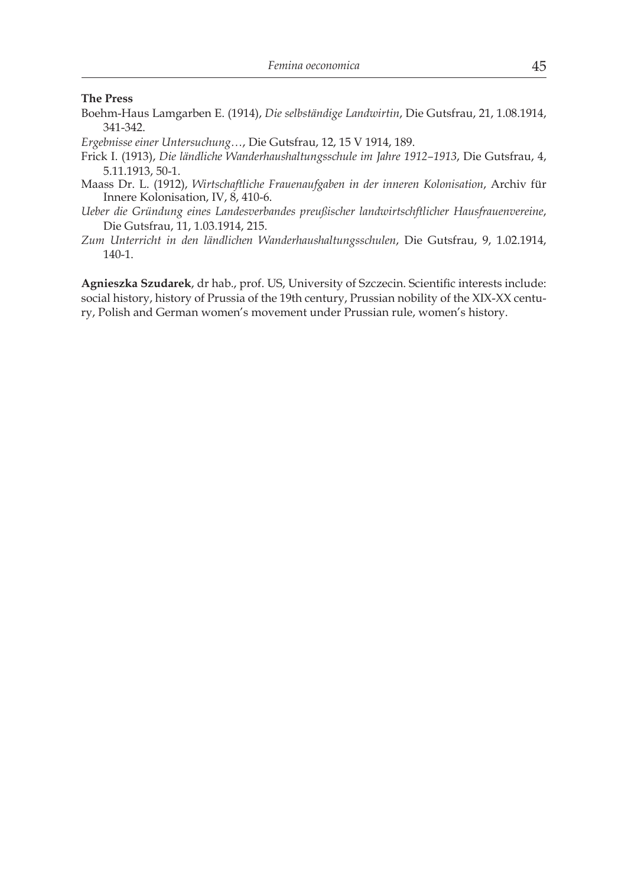**The Press**

Boehm-Haus Lamgarben E. (1914), *Die selbständige Landwirtin*, Die Gutsfrau, 21, 1.08.1914, 341-342.

*Ergebnisse einer Untersuchung…*, Die Gutsfrau, 12, 15 V 1914, 189.

Frick I. (1913), *Die ländliche Wanderhaushaltungsschule im Jahre 1912–1913*, Die Gutsfrau, 4, 5.11.1913, 50-1.

Maass Dr. L. (1912), *Wirtschaftliche Frauenaufgaben in der inneren Kolonisation*, Archiv für Innere Kolonisation, IV, 8, 410-6.

*Ueber die Gründung eines Landesverbandes preußischer landwirtschftlicher Hausfrauenvereine*, Die Gutsfrau, 11, 1.03.1914, 215.

*Zum Unterricht in den ländlichen Wanderhaushaltungsschulen*, Die Gutsfrau, 9, 1.02.1914, 140-1.

**Agnieszka Szudarek**, dr hab., prof. US, University of Szczecin. Scientific interests include: social history, history of Prussia of the 19th century, Prussian nobility of the XIX-XX century, Polish and German women's movement under Prussian rule, women's history.